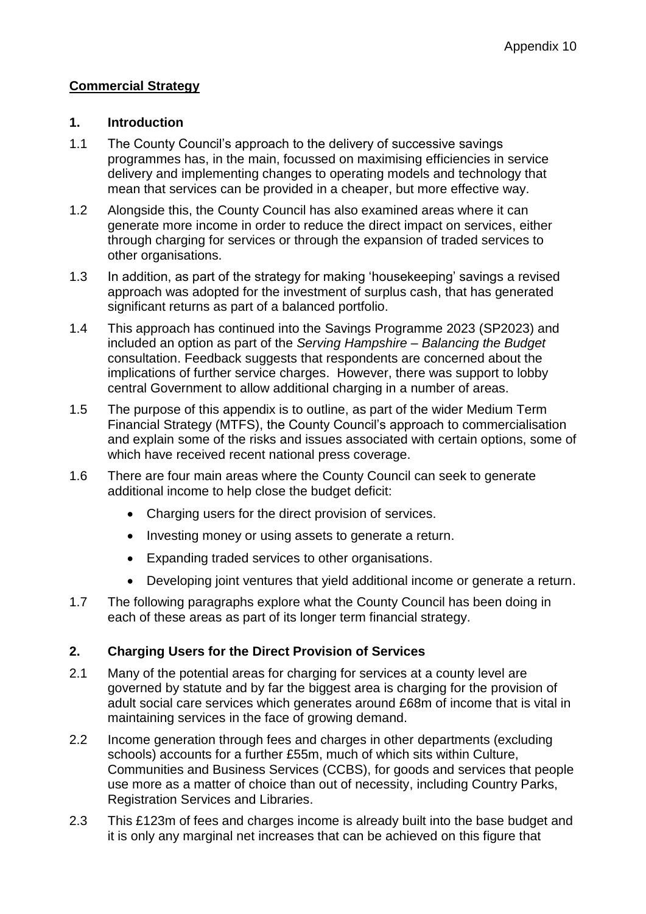Appendix 10

**Commercial Strategy**

## 1. Introduction

1.1 The County Council's approach to the delivery of successive savings programmes has, in the main, focussed on maximising efficiencies in service delivery and implementing changes to operating models and technology that mean that services can be provided in a cheaper, but more effective way.

1.2 Alongside this, the County Council has also examined areas where it can generate more income in order to reduce the direct impact on services, either through charging for services or through the expansion of traded services to other organisations.

1.3 In addition, as part of the strategy for making 'housekeeping' savings a revised approach was adopted for the investment of surplus cash, that has generated significant returns as part of a balanced portfolio.

1.4 This approach has continued into the Savings Programme 2023 (SP2023) and included an option as part of the *Serving Hampshire – Balancing the Budget* consultation. Feedback suggests that respondents are concerned about the implications of further service charges. However, there was support to lobby central Government to allow additional charging in a number of areas.

1.5 The purpose of this appendix is to outline, as part of the wider Medium Term Financial Strategy (MTFS), the County Council's approach to commercialisation and explain some of the risks and issues associated with certain options, some of which have received recent national press coverage.

1.6 There are four main areas where the County Council can seek to generate additional income to help close the budget deficit:

- Charging users for the direct provision of services.
- Investing money or using assets to generate a return.
- Expanding traded services to other organisations.
- Developing joint ventures that yield additional income or generate a return.

1.7 The following paragraphs explore what the County Council has been doing in each of these areas as part of its longer term financial strategy.

## 2. Charging Users for the Direct Provision of Services

2.1 Many of the potential areas for charging for services at a county level are governed by statute and by far the biggest area is charging for the provision of adult social care services which generates around £68m of income that is vital in maintaining services in the face of growing demand.

2.2 Income generation through fees and charges in other departments (excluding schools) accounts for a further £55m, much of which sits within Culture, Communities and Business Services (CCBS), for goods and services that people use more as a matter of choice than out of necessity, including Country Parks, Registration Services and Libraries.

2.3 This £123m of fees and charges income is already built into the base budget and it is only any marginal net increases that can be achieved on this figure that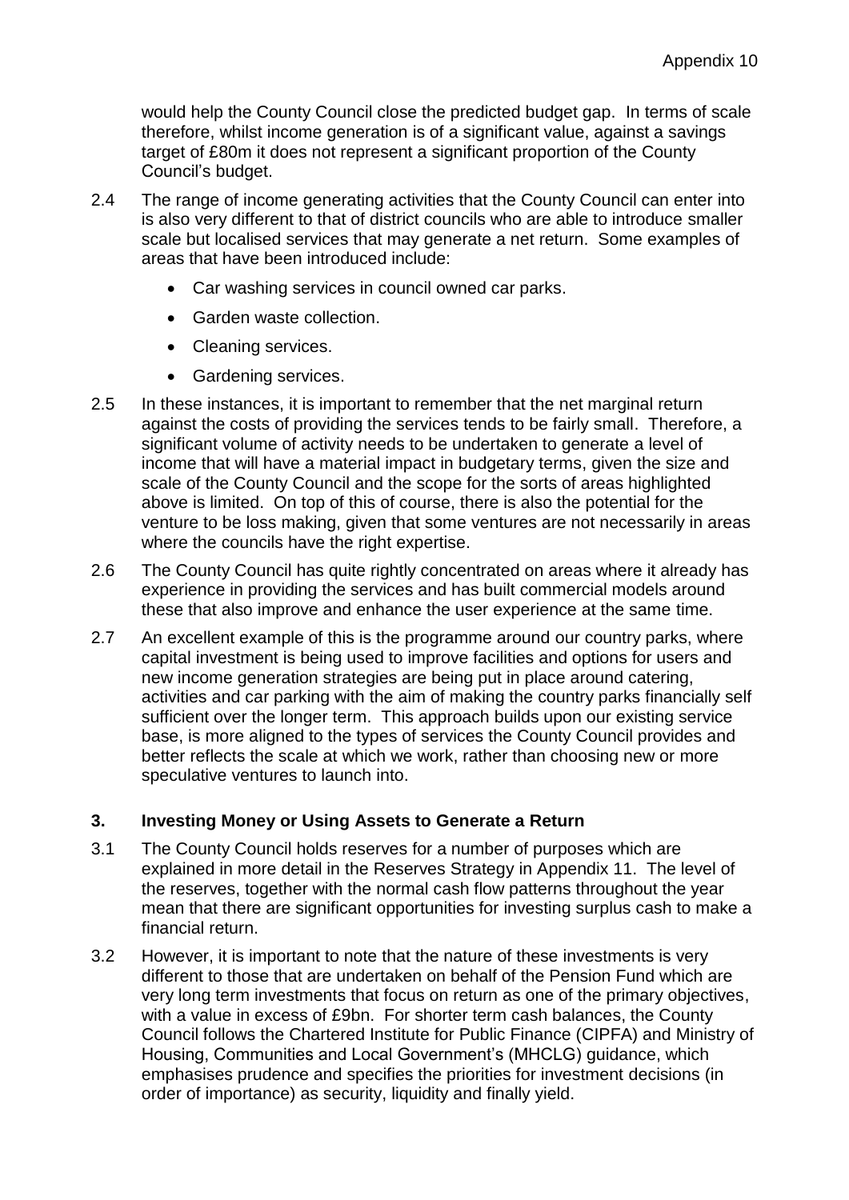would help the County Council close the predicted budget gap. In terms of scale therefore, whilst income generation is of a significant value, against a savings target of £80m it does not represent a significant proportion of the County Council's budget.

2.4 The range of income generating activities that the County Council can enter into is also very different to that of district councils who are able to introduce smaller scale but localised services that may generate a net return. Some examples of areas that have been introduced include:

- Car washing services in council owned car parks.
- Garden waste collection.
- Cleaning services.
- Gardening services.

2.5 In these instances, it is important to remember that the net marginal return against the costs of providing the services tends to be fairly small. Therefore, a significant volume of activity needs to be undertaken to generate a level of income that will have a material impact in budgetary terms, given the size and scale of the County Council and the scope for the sorts of areas highlighted above is limited. On top of this of course, there is also the potential for the venture to be loss making, given that some ventures are not necessarily in areas where the councils have the right expertise.

2.6 The County Council has quite rightly concentrated on areas where it already has experience in providing the services and has built commercial models around these that also improve and enhance the user experience at the same time.

2.7 An excellent example of this is the programme around our country parks, where capital investment is being used to improve facilities and options for users and new income generation strategies are being put in place around catering, activities and car parking with the aim of making the country parks financially self sufficient over the longer term. This approach builds upon our existing service base, is more aligned to the types of services the County Council provides and better reflects the scale at which we work, rather than choosing new or more speculative ventures to launch into.

## 3. Investing Money or Using Assets to Generate a Return

3.1 The County Council holds reserves for a number of purposes which are explained in more detail in the Reserves Strategy in Appendix 11. The level of the reserves, together with the normal cash flow patterns throughout the year mean that there are significant opportunities for investing surplus cash to make a financial return.

3.2 However, it is important to note that the nature of these investments is very different to those that are undertaken on behalf of the Pension Fund which are very long term investments that focus on return as one of the primary objectives, with a value in excess of £9bn. For shorter term cash balances, the County Council follows the Chartered Institute for Public Finance (CIPFA) and Ministry of Housing, Communities and Local Government's (MHCLG) guidance, which emphasises prudence and specifies the priorities for investment decisions (in order of importance) as security, liquidity and finally yield.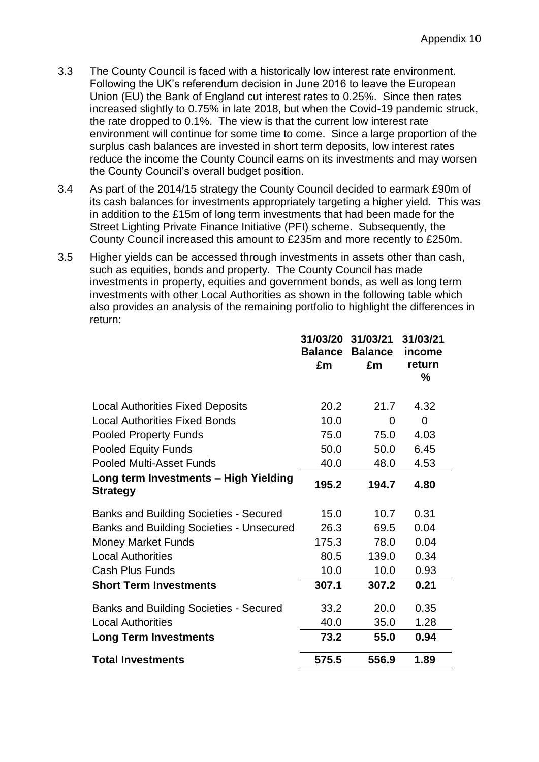3.3 The County Council is faced with a historically low interest rate environment. Following the UK's referendum decision in June 2016 to leave the European Union (EU) the Bank of England cut interest rates to 0.25%. Since then rates increased slightly to 0.75% in late 2018, but when the Covid-19 pandemic struck, the rate dropped to 0.1%. The view is that the current low interest rate environment will continue for some time to come. Since a large proportion of the surplus cash balances are invested in short term deposits, low interest rates reduce the income the County Council earns on its investments and may worsen the County Council's overall budget position.

3.4 As part of the 2014/15 strategy the County Council decided to earmark £90m of its cash balances for investments appropriately targeting a higher yield. This was in addition to the £15m of long term investments that had been made for the Street Lighting Private Finance Initiative (PFI) scheme. Subsequently, the County Council increased this amount to £235m and more recently to £250m.

3.5 Higher yields can be accessed through investments in assets other than cash, such as equities, bonds and property. The County Council has made investments in property, equities and government bonds, as well as long term investments with other Local Authorities as shown in the following table which also provides an analysis of the remaining portfolio to highlight the differences in return:

| | 31/03/20 Balance £m | 31/03/21 Balance £m | 31/03/21 income return % |
|---|---|---|---|
| Local Authorities Fixed Deposits | 20.2 | 21.7 | 4.32 |
| Local Authorities Fixed Bonds | 10.0 | 0 | 0 |
| Pooled Property Funds | 75.0 | 75.0 | 4.03 |
| Pooled Equity Funds | 50.0 | 50.0 | 6.45 |
| Pooled Multi-Asset Funds | 40.0 | 48.0 | 4.53 |
| **Long term Investments – High Yielding Strategy** | **195.2** | **194.7** | **4.80** |
| Banks and Building Societies - Secured | 15.0 | 10.7 | 0.31 |
| Banks and Building Societies - Unsecured | 26.3 | 69.5 | 0.04 |
| Money Market Funds | 175.3 | 78.0 | 0.04 |
| Local Authorities | 80.5 | 139.0 | 0.34 |
| Cash Plus Funds | 10.0 | 10.0 | 0.93 |
| **Short Term Investments** | **307.1** | **307.2** | **0.21** |
| Banks and Building Societies - Secured | 33.2 | 20.0 | 0.35 |
| Local Authorities | 40.0 | 35.0 | 1.28 |
| **Long Term Investments** | **73.2** | **55.0** | **0.94** |
| **Total Investments** | **575.5** | **556.9** | **1.89** |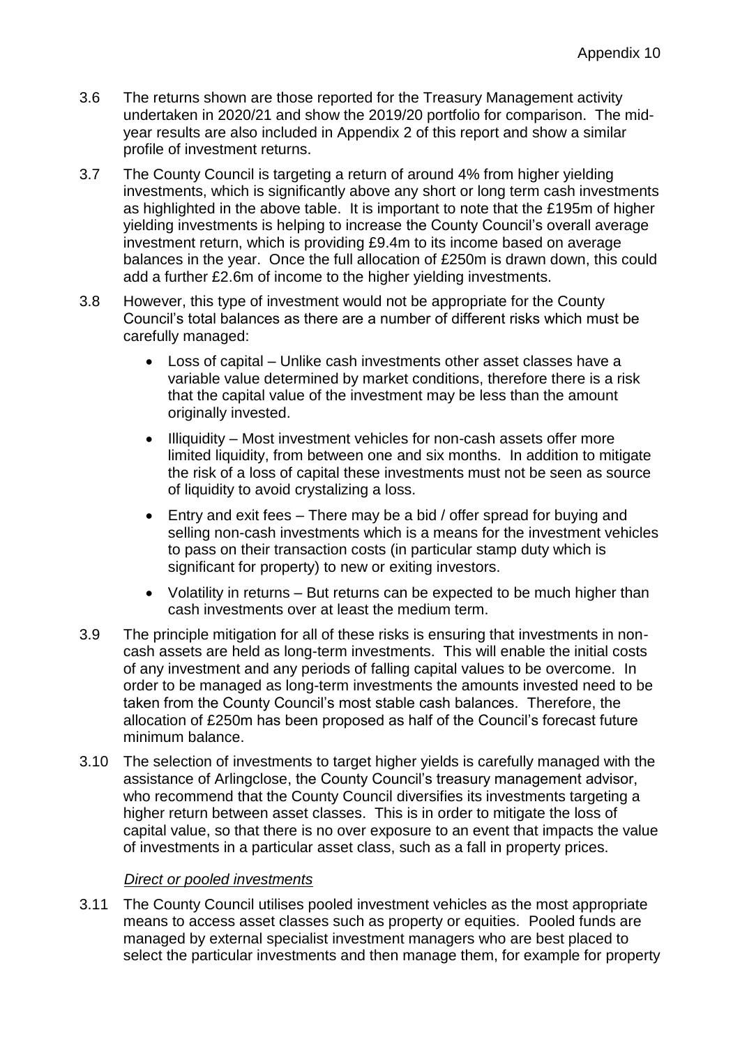3.6 The returns shown are those reported for the Treasury Management activity undertaken in 2020/21 and show the 2019/20 portfolio for comparison. The mid-year results are also included in Appendix 2 of this report and show a similar profile of investment returns.

3.7 The County Council is targeting a return of around 4% from higher yielding investments, which is significantly above any short or long term cash investments as highlighted in the above table. It is important to note that the £195m of higher yielding investments is helping to increase the County Council's overall average investment return, which is providing £9.4m to its income based on average balances in the year. Once the full allocation of £250m is drawn down, this could add a further £2.6m of income to the higher yielding investments.

3.8 However, this type of investment would not be appropriate for the County Council's total balances as there are a number of different risks which must be carefully managed:

- Loss of capital – Unlike cash investments other asset classes have a variable value determined by market conditions, therefore there is a risk that the capital value of the investment may be less than the amount originally invested.
- Illiquidity – Most investment vehicles for non-cash assets offer more limited liquidity, from between one and six months. In addition to mitigate the risk of a loss of capital these investments must not be seen as source of liquidity to avoid crystalizing a loss.
- Entry and exit fees – There may be a bid / offer spread for buying and selling non-cash investments which is a means for the investment vehicles to pass on their transaction costs (in particular stamp duty which is significant for property) to new or exiting investors.
- Volatility in returns – But returns can be expected to be much higher than cash investments over at least the medium term.

3.9 The principle mitigation for all of these risks is ensuring that investments in non-cash assets are held as long-term investments. This will enable the initial costs of any investment and any periods of falling capital values to be overcome. In order to be managed as long-term investments the amounts invested need to be taken from the County Council's most stable cash balances. Therefore, the allocation of £250m has been proposed as half of the Council's forecast future minimum balance.

3.10 The selection of investments to target higher yields is carefully managed with the assistance of Arlingclose, the County Council's treasury management advisor, who recommend that the County Council diversifies its investments targeting a higher return between asset classes. This is in order to mitigate the loss of capital value, so that there is no over exposure to an event that impacts the value of investments in a particular asset class, such as a fall in property prices.

*Direct or pooled investments*

3.11 The County Council utilises pooled investment vehicles as the most appropriate means to access asset classes such as property or equities. Pooled funds are managed by external specialist investment managers who are best placed to select the particular investments and then manage them, for example for property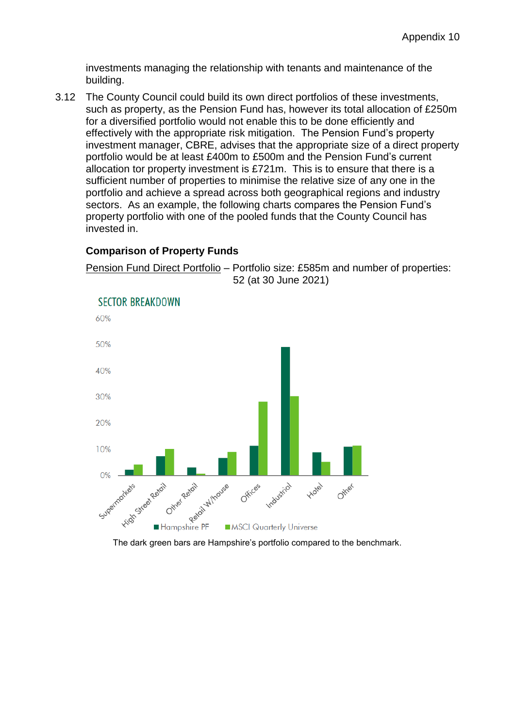investments managing the relationship with tenants and maintenance of the building.

3.12 The County Council could build its own direct portfolios of these investments, such as property, as the Pension Fund has, however its total allocation of £250m for a diversified portfolio would not enable this to be done efficiently and effectively with the appropriate risk mitigation. The Pension Fund's property investment manager, CBRE, advises that the appropriate size of a direct property portfolio would be at least £400m to £500m and the Pension Fund's current allocation tor property investment is £721m. This is to ensure that there is a sufficient number of properties to minimise the relative size of any one in the portfolio and achieve a spread across both geographical regions and industry sectors. As an example, the following charts compares the Pension Fund's property portfolio with one of the pooled funds that the County Council has invested in.

**Comparison of Property Funds**

Pension Fund Direct Portfolio – Portfolio size: £585m and number of properties: 52 (at 30 June 2021)

SECTOR BREAKDOWN

| Sector | Hampshire PF | MSCI Quarterly Universe |
|---|---|---|
| Supermarkets | ~2% | ~4% |
| High Street Retail | ~7% | ~10% |
| Other Retail | ~3% | ~0.5% |
| Retail W/house | ~6.5% | ~9% |
| Offices | ~11% | ~28% |
| Industrial | ~49% | ~30% |
| Hotel | ~9% | ~5% |
| Other | ~11% | ~11.5% |

The dark green bars are Hampshire's portfolio compared to the benchmark.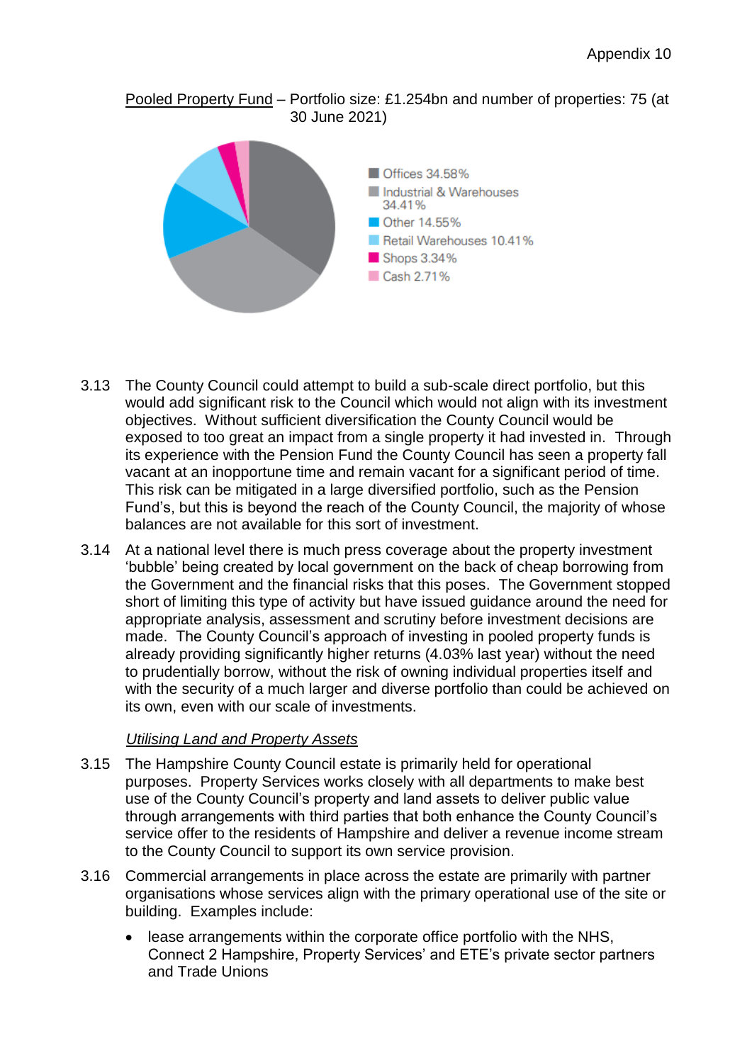Pooled Property Fund – Portfolio size: £1.254bn and number of properties: 75 (at 30 June 2021)

- Offices 34.58%
- Industrial & Warehouses 34.41%
- Other 14.55%
- Retail Warehouses 10.41%
- Shops 3.34%
- Cash 2.71%

3.13 The County Council could attempt to build a sub-scale direct portfolio, but this would add significant risk to the Council which would not align with its investment objectives. Without sufficient diversification the County Council would be exposed to too great an impact from a single property it had invested in. Through its experience with the Pension Fund the County Council has seen a property fall vacant at an inopportune time and remain vacant for a significant period of time. This risk can be mitigated in a large diversified portfolio, such as the Pension Fund's, but this is beyond the reach of the County Council, the majority of whose balances are not available for this sort of investment.

3.14 At a national level there is much press coverage about the property investment 'bubble' being created by local government on the back of cheap borrowing from the Government and the financial risks that this poses. The Government stopped short of limiting this type of activity but have issued guidance around the need for appropriate analysis, assessment and scrutiny before investment decisions are made. The County Council's approach of investing in pooled property funds is already providing significantly higher returns (4.03% last year) without the need to prudentially borrow, without the risk of owning individual properties itself and with the security of a much larger and diverse portfolio than could be achieved on its own, even with our scale of investments.

*Utilising Land and Property Assets*

3.15 The Hampshire County Council estate is primarily held for operational purposes. Property Services works closely with all departments to make best use of the County Council's property and land assets to deliver public value through arrangements with third parties that both enhance the County Council's service offer to the residents of Hampshire and deliver a revenue income stream to the County Council to support its own service provision.

3.16 Commercial arrangements in place across the estate are primarily with partner organisations whose services align with the primary operational use of the site or building. Examples include:

- lease arrangements within the corporate office portfolio with the NHS, Connect 2 Hampshire, Property Services' and ETE's private sector partners and Trade Unions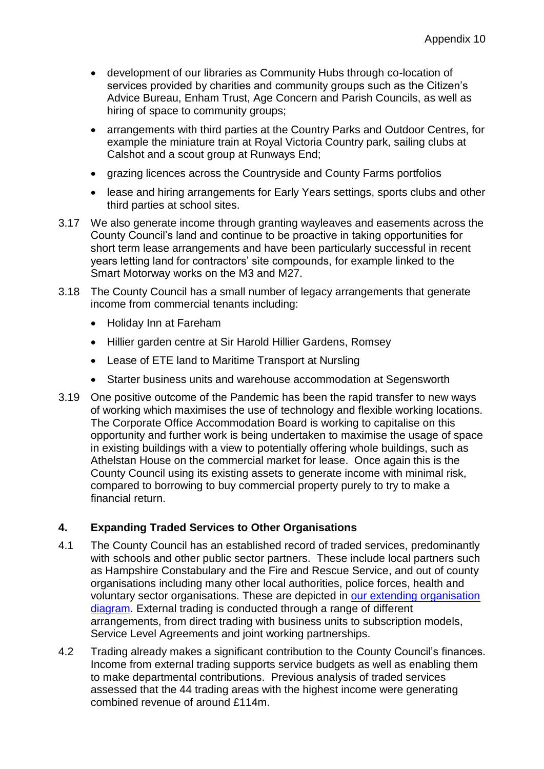- development of our libraries as Community Hubs through co-location of services provided by charities and community groups such as the Citizen's Advice Bureau, Enham Trust, Age Concern and Parish Councils, as well as hiring of space to community groups;
- arrangements with third parties at the Country Parks and Outdoor Centres, for example the miniature train at Royal Victoria Country park, sailing clubs at Calshot and a scout group at Runways End;
- grazing licences across the Countryside and County Farms portfolios
- lease and hiring arrangements for Early Years settings, sports clubs and other third parties at school sites.

3.17 We also generate income through granting wayleaves and easements across the County Council's land and continue to be proactive in taking opportunities for short term lease arrangements and have been particularly successful in recent years letting land for contractors' site compounds, for example linked to the Smart Motorway works on the M3 and M27.

3.18 The County Council has a small number of legacy arrangements that generate income from commercial tenants including:

- Holiday Inn at Fareham
- Hillier garden centre at Sir Harold Hillier Gardens, Romsey
- Lease of ETE land to Maritime Transport at Nursling
- Starter business units and warehouse accommodation at Segensworth

3.19 One positive outcome of the Pandemic has been the rapid transfer to new ways of working which maximises the use of technology and flexible working locations. The Corporate Office Accommodation Board is working to capitalise on this opportunity and further work is being undertaken to maximise the usage of space in existing buildings with a view to potentially offering whole buildings, such as Athelstan House on the commercial market for lease. Once again this is the County Council using its existing assets to generate income with minimal risk, compared to borrowing to buy commercial property purely to try to make a financial return.

## 4. Expanding Traded Services to Other Organisations

4.1 The County Council has an established record of traded services, predominantly with schools and other public sector partners. These include local partners such as Hampshire Constabulary and the Fire and Rescue Service, and out of county organisations including many other local authorities, police forces, health and voluntary sector organisations. These are depicted in our extending organisation diagram. External trading is conducted through a range of different arrangements, from direct trading with business units to subscription models, Service Level Agreements and joint working partnerships.

4.2 Trading already makes a significant contribution to the County Council's finances. Income from external trading supports service budgets as well as enabling them to make departmental contributions. Previous analysis of traded services assessed that the 44 trading areas with the highest income were generating combined revenue of around £114m.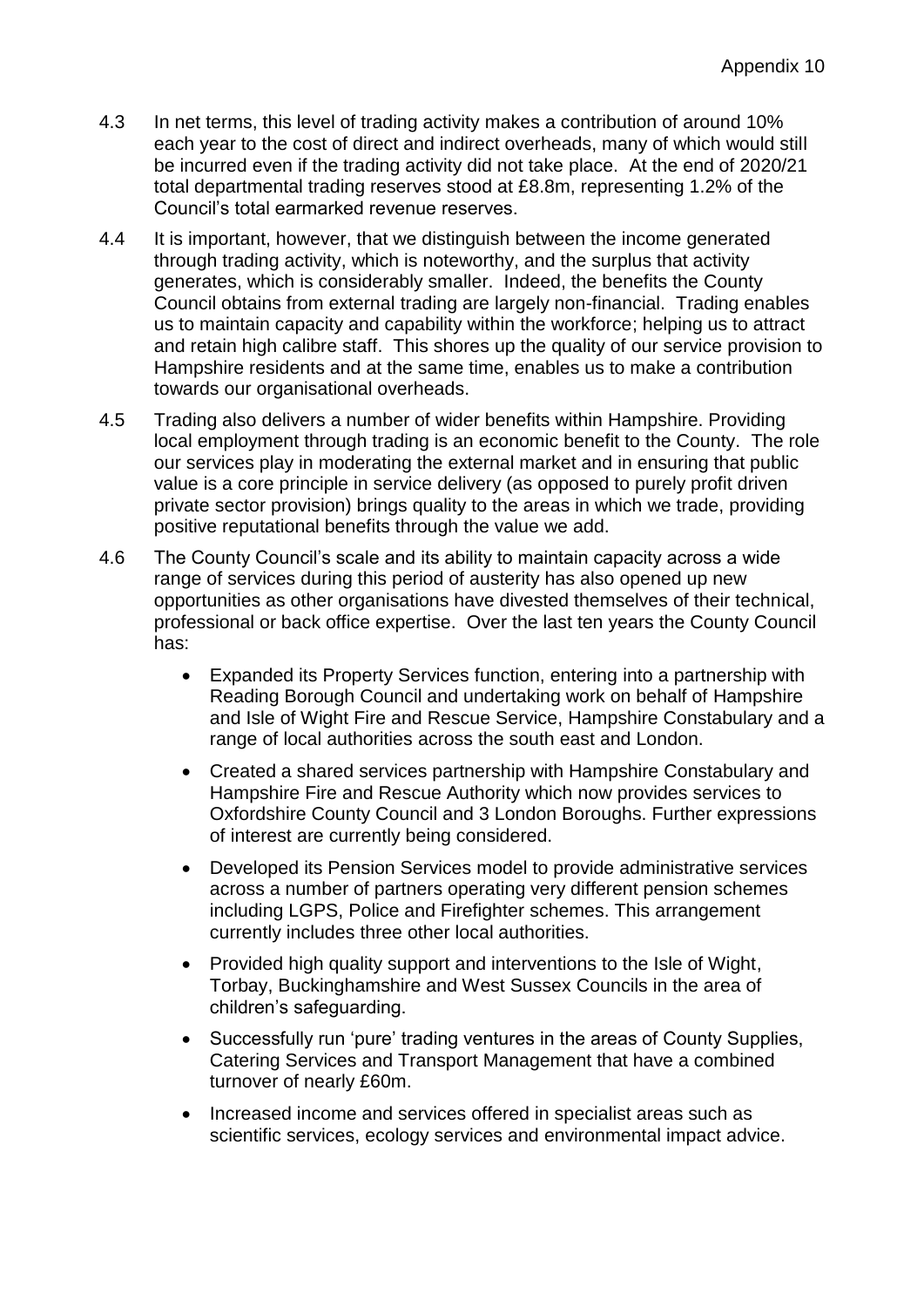4.3 In net terms, this level of trading activity makes a contribution of around 10% each year to the cost of direct and indirect overheads, many of which would still be incurred even if the trading activity did not take place. At the end of 2020/21 total departmental trading reserves stood at £8.8m, representing 1.2% of the Council's total earmarked revenue reserves.

4.4 It is important, however, that we distinguish between the income generated through trading activity, which is noteworthy, and the surplus that activity generates, which is considerably smaller. Indeed, the benefits the County Council obtains from external trading are largely non-financial. Trading enables us to maintain capacity and capability within the workforce; helping us to attract and retain high calibre staff. This shores up the quality of our service provision to Hampshire residents and at the same time, enables us to make a contribution towards our organisational overheads.

4.5 Trading also delivers a number of wider benefits within Hampshire. Providing local employment through trading is an economic benefit to the County. The role our services play in moderating the external market and in ensuring that public value is a core principle in service delivery (as opposed to purely profit driven private sector provision) brings quality to the areas in which we trade, providing positive reputational benefits through the value we add.

4.6 The County Council's scale and its ability to maintain capacity across a wide range of services during this period of austerity has also opened up new opportunities as other organisations have divested themselves of their technical, professional or back office expertise. Over the last ten years the County Council has:

- Expanded its Property Services function, entering into a partnership with Reading Borough Council and undertaking work on behalf of Hampshire and Isle of Wight Fire and Rescue Service, Hampshire Constabulary and a range of local authorities across the south east and London.
- Created a shared services partnership with Hampshire Constabulary and Hampshire Fire and Rescue Authority which now provides services to Oxfordshire County Council and 3 London Boroughs. Further expressions of interest are currently being considered.
- Developed its Pension Services model to provide administrative services across a number of partners operating very different pension schemes including LGPS, Police and Firefighter schemes. This arrangement currently includes three other local authorities.
- Provided high quality support and interventions to the Isle of Wight, Torbay, Buckinghamshire and West Sussex Councils in the area of children's safeguarding.
- Successfully run 'pure' trading ventures in the areas of County Supplies, Catering Services and Transport Management that have a combined turnover of nearly £60m.
- Increased income and services offered in specialist areas such as scientific services, ecology services and environmental impact advice.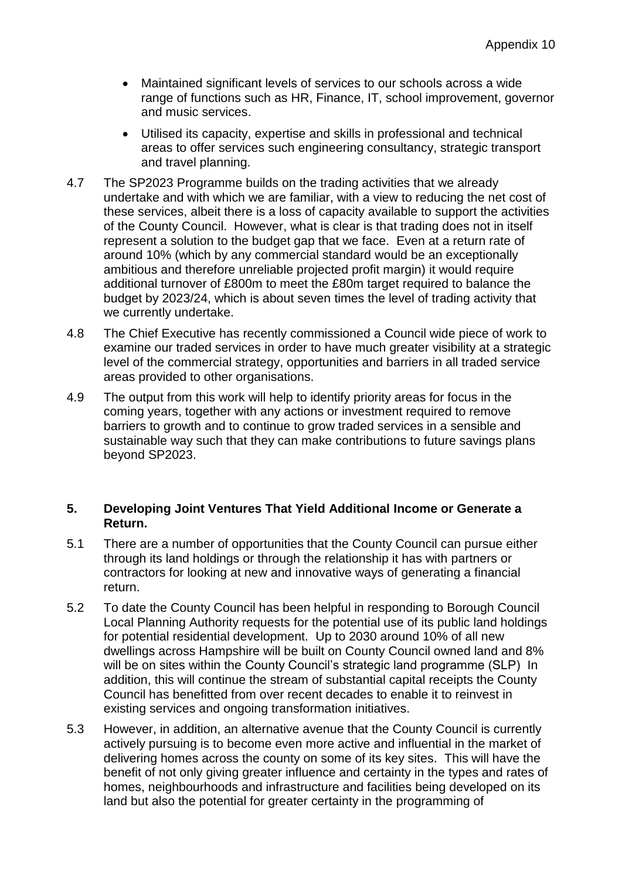- Maintained significant levels of services to our schools across a wide range of functions such as HR, Finance, IT, school improvement, governor and music services.
- Utilised its capacity, expertise and skills in professional and technical areas to offer services such engineering consultancy, strategic transport and travel planning.

4.7 The SP2023 Programme builds on the trading activities that we already undertake and with which we are familiar, with a view to reducing the net cost of these services, albeit there is a loss of capacity available to support the activities of the County Council. However, what is clear is that trading does not in itself represent a solution to the budget gap that we face. Even at a return rate of around 10% (which by any commercial standard would be an exceptionally ambitious and therefore unreliable projected profit margin) it would require additional turnover of £800m to meet the £80m target required to balance the budget by 2023/24, which is about seven times the level of trading activity that we currently undertake.

4.8 The Chief Executive has recently commissioned a Council wide piece of work to examine our traded services in order to have much greater visibility at a strategic level of the commercial strategy, opportunities and barriers in all traded service areas provided to other organisations.

4.9 The output from this work will help to identify priority areas for focus in the coming years, together with any actions or investment required to remove barriers to growth and to continue to grow traded services in a sensible and sustainable way such that they can make contributions to future savings plans beyond SP2023.

## 5. Developing Joint Ventures That Yield Additional Income or Generate a Return.

5.1 There are a number of opportunities that the County Council can pursue either through its land holdings or through the relationship it has with partners or contractors for looking at new and innovative ways of generating a financial return.

5.2 To date the County Council has been helpful in responding to Borough Council Local Planning Authority requests for the potential use of its public land holdings for potential residential development. Up to 2030 around 10% of all new dwellings across Hampshire will be built on County Council owned land and 8% will be on sites within the County Council's strategic land programme (SLP) In addition, this will continue the stream of substantial capital receipts the County Council has benefitted from over recent decades to enable it to reinvest in existing services and ongoing transformation initiatives.

5.3 However, in addition, an alternative avenue that the County Council is currently actively pursuing is to become even more active and influential in the market of delivering homes across the county on some of its key sites. This will have the benefit of not only giving greater influence and certainty in the types and rates of homes, neighbourhoods and infrastructure and facilities being developed on its land but also the potential for greater certainty in the programming of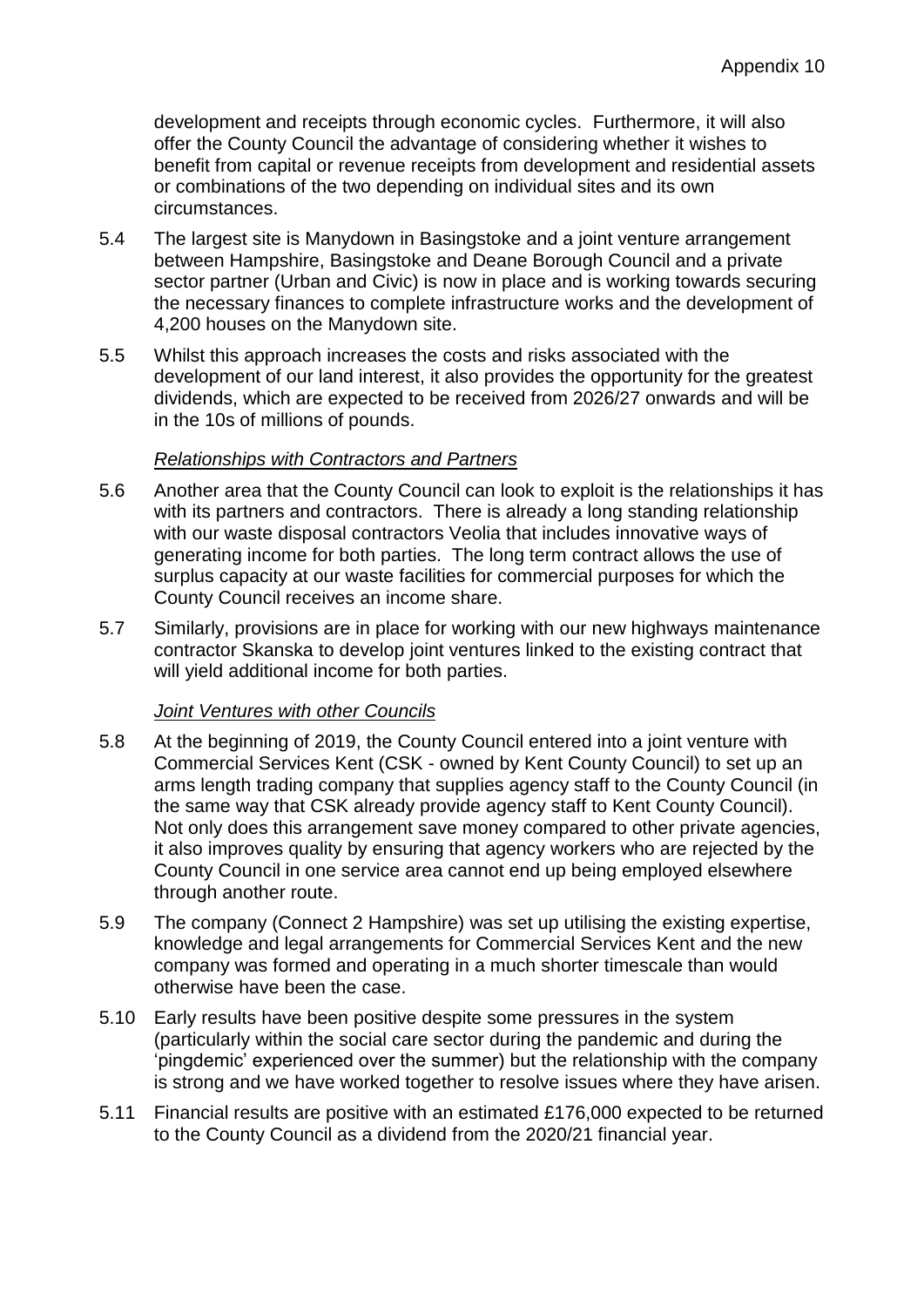development and receipts through economic cycles. Furthermore, it will also offer the County Council the advantage of considering whether it wishes to benefit from capital or revenue receipts from development and residential assets or combinations of the two depending on individual sites and its own circumstances.

5.4 The largest site is Manydown in Basingstoke and a joint venture arrangement between Hampshire, Basingstoke and Deane Borough Council and a private sector partner (Urban and Civic) is now in place and is working towards securing the necessary finances to complete infrastructure works and the development of 4,200 houses on the Manydown site.

5.5 Whilst this approach increases the costs and risks associated with the development of our land interest, it also provides the opportunity for the greatest dividends, which are expected to be received from 2026/27 onwards and will be in the 10s of millions of pounds.

*Relationships with Contractors and Partners*

5.6 Another area that the County Council can look to exploit is the relationships it has with its partners and contractors. There is already a long standing relationship with our waste disposal contractors Veolia that includes innovative ways of generating income for both parties. The long term contract allows the use of surplus capacity at our waste facilities for commercial purposes for which the County Council receives an income share.

5.7 Similarly, provisions are in place for working with our new highways maintenance contractor Skanska to develop joint ventures linked to the existing contract that will yield additional income for both parties.

*Joint Ventures with other Councils*

5.8 At the beginning of 2019, the County Council entered into a joint venture with Commercial Services Kent (CSK - owned by Kent County Council) to set up an arms length trading company that supplies agency staff to the County Council (in the same way that CSK already provide agency staff to Kent County Council). Not only does this arrangement save money compared to other private agencies, it also improves quality by ensuring that agency workers who are rejected by the County Council in one service area cannot end up being employed elsewhere through another route.

5.9 The company (Connect 2 Hampshire) was set up utilising the existing expertise, knowledge and legal arrangements for Commercial Services Kent and the new company was formed and operating in a much shorter timescale than would otherwise have been the case.

5.10 Early results have been positive despite some pressures in the system (particularly within the social care sector during the pandemic and during the 'pingdemic' experienced over the summer) but the relationship with the company is strong and we have worked together to resolve issues where they have arisen.

5.11 Financial results are positive with an estimated £176,000 expected to be returned to the County Council as a dividend from the 2020/21 financial year.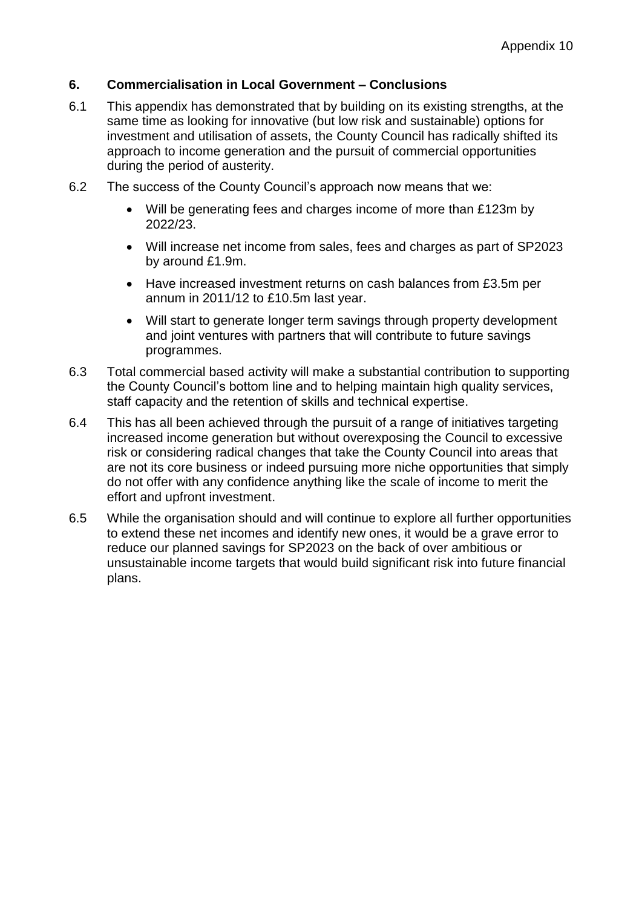Appendix 10

## 6. Commercialisation in Local Government – Conclusions

6.1 This appendix has demonstrated that by building on its existing strengths, at the same time as looking for innovative (but low risk and sustainable) options for investment and utilisation of assets, the County Council has radically shifted its approach to income generation and the pursuit of commercial opportunities during the period of austerity.

6.2 The success of the County Council's approach now means that we:

- Will be generating fees and charges income of more than £123m by 2022/23.
- Will increase net income from sales, fees and charges as part of SP2023 by around £1.9m.
- Have increased investment returns on cash balances from £3.5m per annum in 2011/12 to £10.5m last year.
- Will start to generate longer term savings through property development and joint ventures with partners that will contribute to future savings programmes.

6.3 Total commercial based activity will make a substantial contribution to supporting the County Council's bottom line and to helping maintain high quality services, staff capacity and the retention of skills and technical expertise.

6.4 This has all been achieved through the pursuit of a range of initiatives targeting increased income generation but without overexposing the Council to excessive risk or considering radical changes that take the County Council into areas that are not its core business or indeed pursuing more niche opportunities that simply do not offer with any confidence anything like the scale of income to merit the effort and upfront investment.

6.5 While the organisation should and will continue to explore all further opportunities to extend these net incomes and identify new ones, it would be a grave error to reduce our planned savings for SP2023 on the back of over ambitious or unsustainable income targets that would build significant risk into future financial plans.